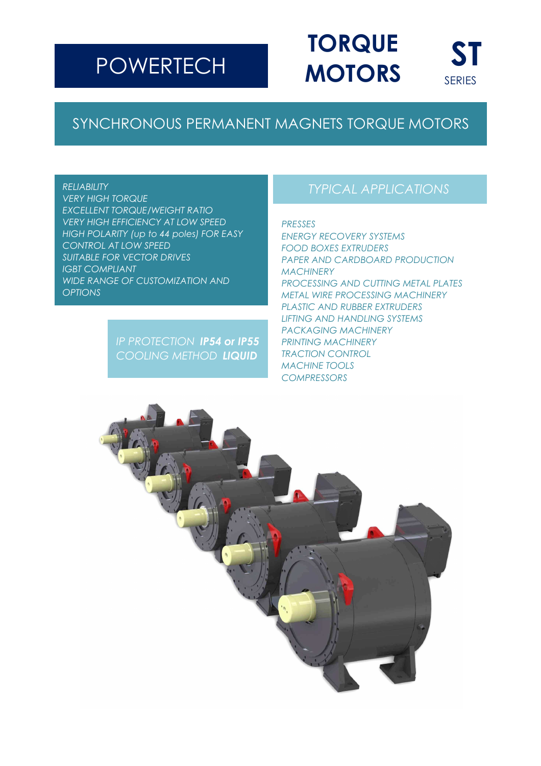# POWERTECH

# TORQUE MOTORS

# ST SERIES

## SYNCHRONOUS PERMANENT MAGNETS TORQUE MOTORS

*RELIABILITY*
*VERY HIGH TORQUE*
*EXCELLENT TORQUE/WEIGHT RATIO*
*VERY HIGH EFFICIENCY AT LOW SPEED*
*HIGH POLARITY (up to 44 poles) FOR EASY CONTROL AT LOW SPEED*
*SUITABLE FOR VECTOR DRIVES*
*IGBT COMPLIANT*
*WIDE RANGE OF CUSTOMIZATION AND OPTIONS*

*IP PROTECTION* ***IP54 or IP55***
*COOLING METHOD* ***LIQUID***

### *TYPICAL APPLICATIONS*

*PRESSES*
*ENERGY RECOVERY SYSTEMS*
*FOOD BOXES EXTRUDERS*
*PAPER AND CARDBOARD PRODUCTION MACHINERY*
*PROCESSING AND CUTTING METAL PLATES*
*METAL WIRE PROCESSING MACHINERY*
*PLASTIC AND RUBBER EXTRUDERS*
*LIFTING AND HANDLING SYSTEMS*
*PACKAGING MACHINERY*
*PRINTING MACHINERY*
*TRACTION CONTROL*
*MACHINE TOOLS*
*COMPRESSORS*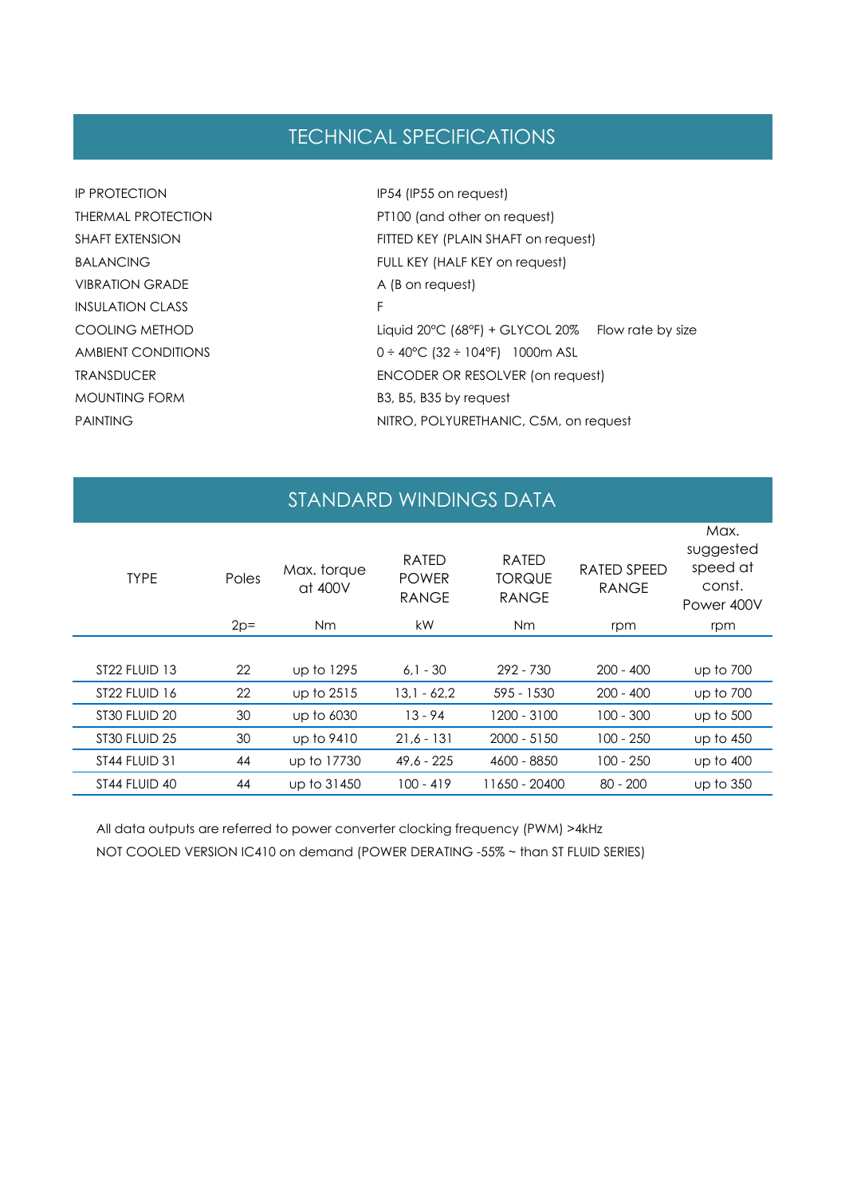## TECHNICAL SPECIFICATIONS

| | |
|---|---|
| IP PROTECTION | IP54 (IP55 on request) |
| THERMAL PROTECTION | PT100 (and other on request) |
| SHAFT EXTENSION | FITTED KEY (PLAIN SHAFT on request) |
| BALANCING | FULL KEY (HALF KEY on request) |
| VIBRATION GRADE | A (B on request) |
| INSULATION CLASS | F |
| COOLING METHOD | Liquid 20°C (68°F) + GLYCOL 20% Flow rate by size |
| AMBIENT CONDITIONS | 0 ÷ 40°C (32 ÷ 104°F) 1000m ASL |
| TRANSDUCER | ENCODER OR RESOLVER (on request) |
| MOUNTING FORM | B3, B5, B35 by request |
| PAINTING | NITRO, POLYURETHANIC, C5M, on request |

## STANDARD WINDINGS DATA

| TYPE | Poles | Max. torque at 400V | RATED POWER RANGE | RATED TORQUE RANGE | RATED SPEED RANGE | Max. suggested speed at const. Power 400V |
|---|---|---|---|---|---|---|
| | 2p= | Nm | kW | Nm | rpm | rpm |
| ST22 FLUID 13 | 22 | up to 1295 | 6,1 - 30 | 292 - 730 | 200 - 400 | up to 700 |
| ST22 FLUID 16 | 22 | up to 2515 | 13,1 - 62,2 | 595 - 1530 | 200 - 400 | up to 700 |
| ST30 FLUID 20 | 30 | up to 6030 | 13 - 94 | 1200 - 3100 | 100 - 300 | up to 500 |
| ST30 FLUID 25 | 30 | up to 9410 | 21,6 - 131 | 2000 - 5150 | 100 - 250 | up to 450 |
| ST44 FLUID 31 | 44 | up to 17730 | 49,6 - 225 | 4600 - 8850 | 100 - 250 | up to 400 |
| ST44 FLUID 40 | 44 | up to 31450 | 100 - 419 | 11650 - 20400 | 80 - 200 | up to 350 |

All data outputs are referred to power converter clocking frequency (PWM) >4kHz

NOT COOLED VERSION IC410 on demand (POWER DERATING -55% ~ than ST FLUID SERIES)